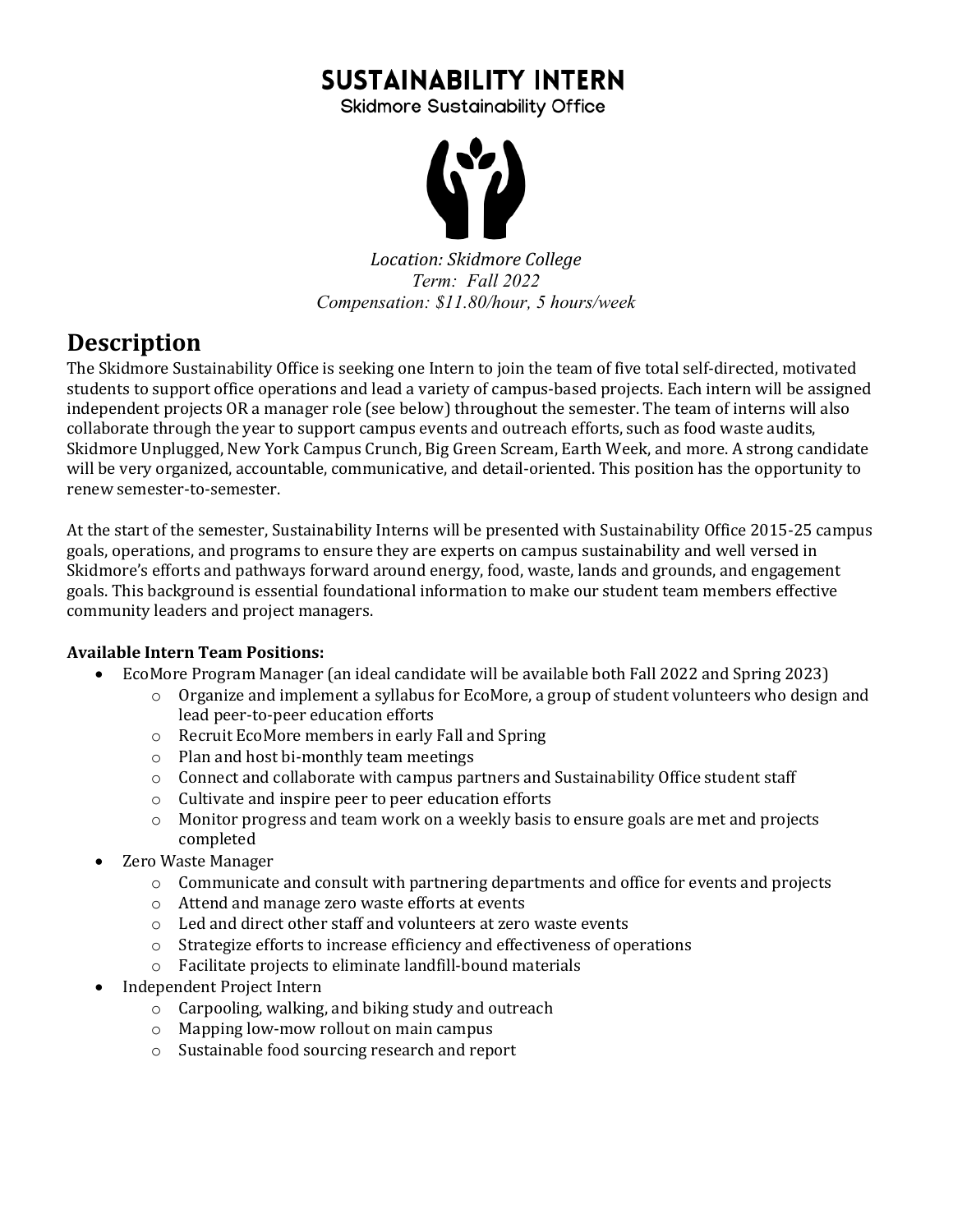# SUSTAINABILITY INTERN

Skidmore Sustainability Office

*Location: Skidmore College*
*Term: Fall 2022*
*Compensation: $11.80/hour, 5 hours/week*

## Description

The Skidmore Sustainability Office is seeking one Intern to join the team of five total self-directed, motivated students to support office operations and lead a variety of campus-based projects. Each intern will be assigned independent projects OR a manager role (see below) throughout the semester. The team of interns will also collaborate through the year to support campus events and outreach efforts, such as food waste audits, Skidmore Unplugged, New York Campus Crunch, Big Green Scream, Earth Week, and more. A strong candidate will be very organized, accountable, communicative, and detail-oriented. This position has the opportunity to renew semester-to-semester.

At the start of the semester, Sustainability Interns will be presented with Sustainability Office 2015-25 campus goals, operations, and programs to ensure they are experts on campus sustainability and well versed in Skidmore's efforts and pathways forward around energy, food, waste, lands and grounds, and engagement goals. This background is essential foundational information to make our student team members effective community leaders and project managers.

**Available Intern Team Positions:**

- EcoMore Program Manager (an ideal candidate will be available both Fall 2022 and Spring 2023)
  - Organize and implement a syllabus for EcoMore, a group of student volunteers who design and lead peer-to-peer education efforts
  - Recruit EcoMore members in early Fall and Spring
  - Plan and host bi-monthly team meetings
  - Connect and collaborate with campus partners and Sustainability Office student staff
  - Cultivate and inspire peer to peer education efforts
  - Monitor progress and team work on a weekly basis to ensure goals are met and projects completed
- Zero Waste Manager
  - Communicate and consult with partnering departments and office for events and projects
  - Attend and manage zero waste efforts at events
  - Led and direct other staff and volunteers at zero waste events
  - Strategize efforts to increase efficiency and effectiveness of operations
  - Facilitate projects to eliminate landfill-bound materials
- Independent Project Intern
  - Carpooling, walking, and biking study and outreach
  - Mapping low-mow rollout on main campus
  - Sustainable food sourcing research and report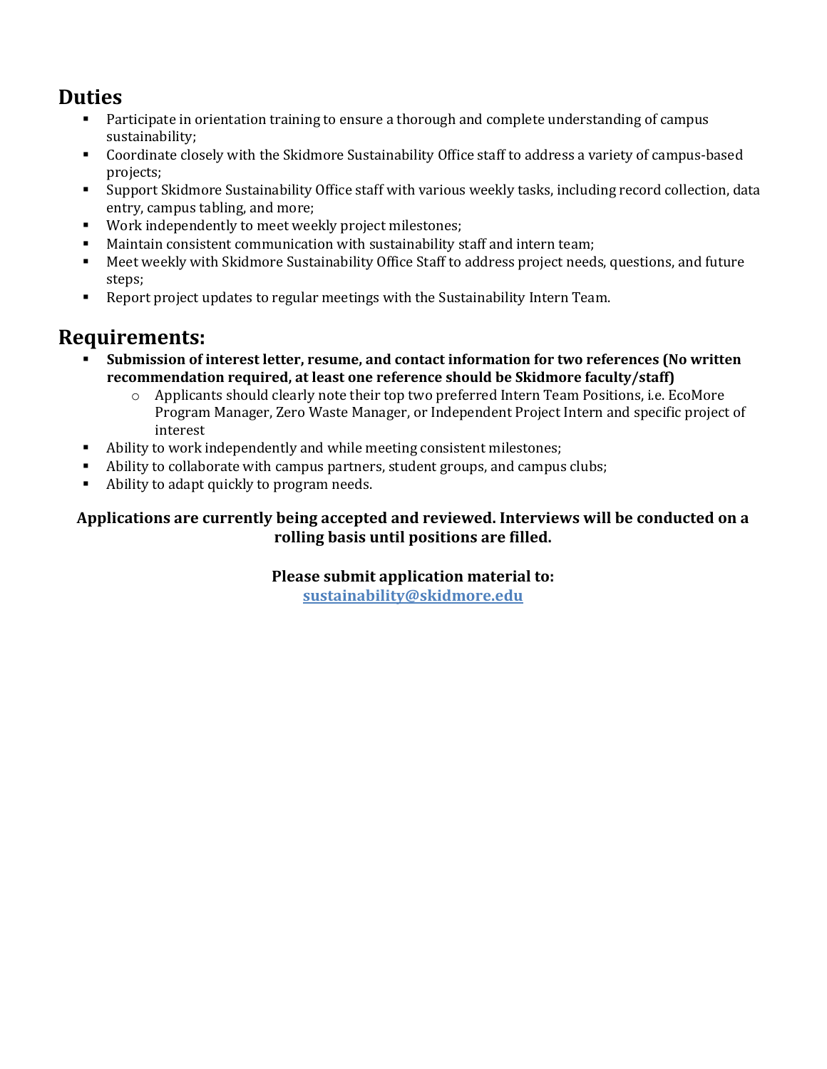## Duties

- Participate in orientation training to ensure a thorough and complete understanding of campus sustainability;
- Coordinate closely with the Skidmore Sustainability Office staff to address a variety of campus-based projects;
- Support Skidmore Sustainability Office staff with various weekly tasks, including record collection, data entry, campus tabling, and more;
- Work independently to meet weekly project milestones;
- Maintain consistent communication with sustainability staff and intern team;
- Meet weekly with Skidmore Sustainability Office Staff to address project needs, questions, and future steps;
- Report project updates to regular meetings with the Sustainability Intern Team.

## Requirements:

- **Submission of interest letter, resume, and contact information for two references (No written recommendation required, at least one reference should be Skidmore faculty/staff)**
  - Applicants should clearly note their top two preferred Intern Team Positions, i.e. EcoMore Program Manager, Zero Waste Manager, or Independent Project Intern and specific project of interest
- Ability to work independently and while meeting consistent milestones;
- Ability to collaborate with campus partners, student groups, and campus clubs;
- Ability to adapt quickly to program needs.

**Applications are currently being accepted and reviewed. Interviews will be conducted on a rolling basis until positions are filled.**

**Please submit application material to:**
**sustainability@skidmore.edu**